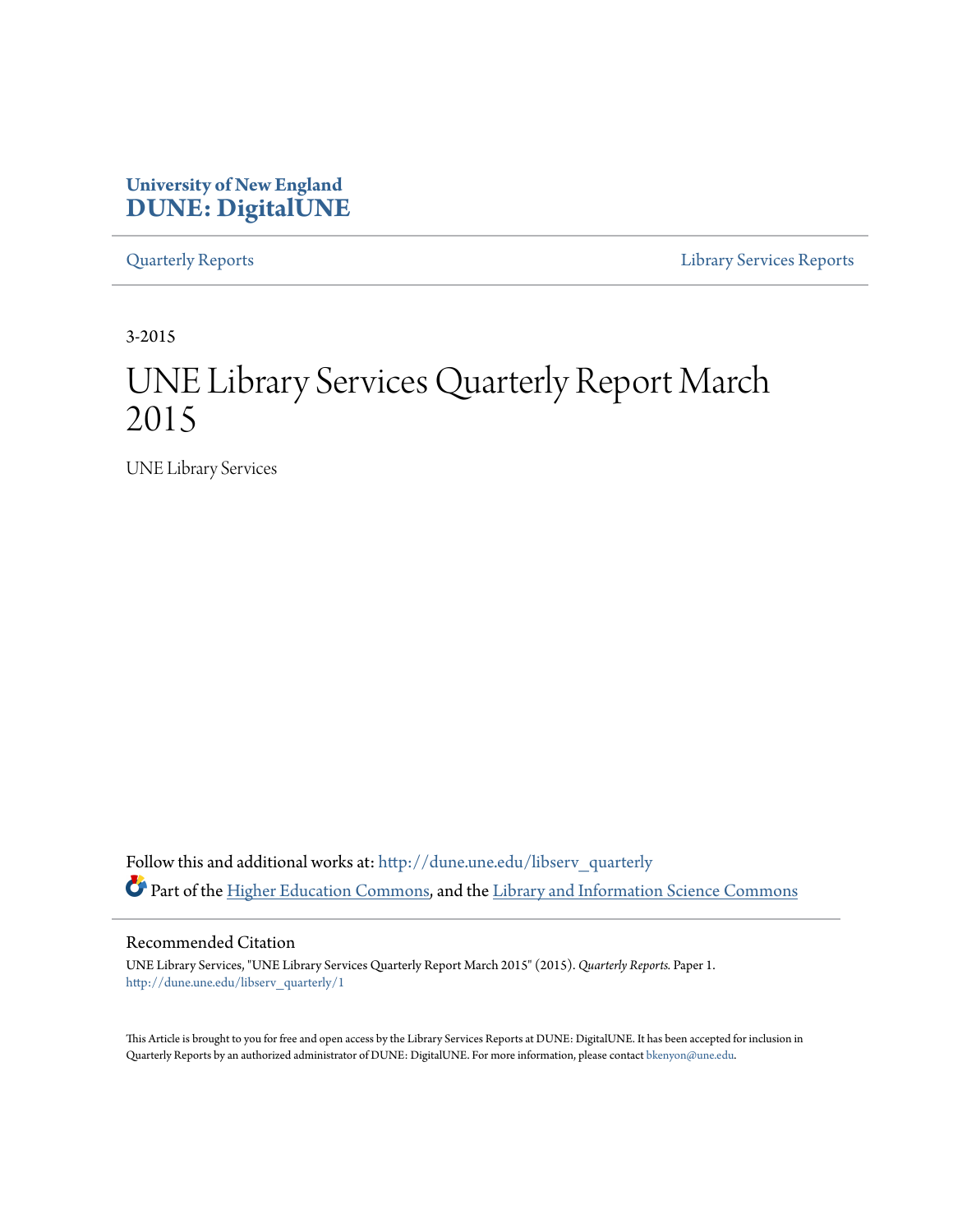University of New England
**DUNE: DigitalUNE**

Quarterly Reports | Library Services Reports

3-2015

# UNE Library Services Quarterly Report March 2015

UNE Library Services

Follow this and additional works at: http://dune.une.edu/libserv_quarterly

Part of the Higher Education Commons, and the Library and Information Science Commons

## Recommended Citation

UNE Library Services, "UNE Library Services Quarterly Report March 2015" (2015). *Quarterly Reports.* Paper 1.
http://dune.une.edu/libserv_quarterly/1

This Article is brought to you for free and open access by the Library Services Reports at DUNE: DigitalUNE. It has been accepted for inclusion in Quarterly Reports by an authorized administrator of DUNE: DigitalUNE. For more information, please contact bkenyon@une.edu.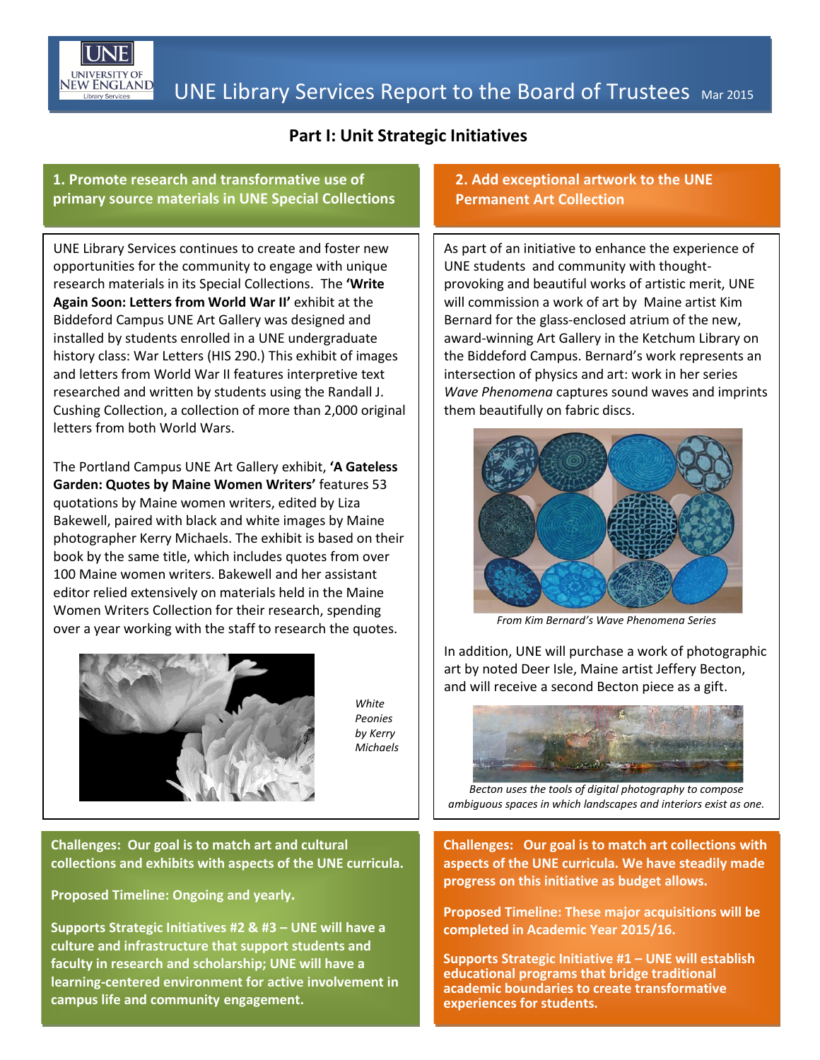# UNE Library Services Report to the Board of Trustees Mar 2015

## Part I: Unit Strategic Initiatives

### 1. Promote research and transformative use of primary source materials in UNE Special Collections

UNE Library Services continues to create and foster new opportunities for the community to engage with unique research materials in its Special Collections. The **'Write Again Soon: Letters from World War II'** exhibit at the Biddeford Campus UNE Art Gallery was designed and installed by students enrolled in a UNE undergraduate history class: War Letters (HIS 290.) This exhibit of images and letters from World War II features interpretive text researched and written by students using the Randall J. Cushing Collection, a collection of more than 2,000 original letters from both World Wars.

The Portland Campus UNE Art Gallery exhibit, **'A Gateless Garden: Quotes by Maine Women Writers'** features 53 quotations by Maine women writers, edited by Liza Bakewell, paired with black and white images by Maine photographer Kerry Michaels. The exhibit is based on their book by the same title, which includes quotes from over 100 Maine women writers. Bakewell and her assistant editor relied extensively on materials held in the Maine Women Writers Collection for their research, spending over a year working with the staff to research the quotes.

*White Peonies by Kerry Michaels*

**Challenges: Our goal is to match art and cultural collections and exhibits with aspects of the UNE curricula.**

**Proposed Timeline: Ongoing and yearly.**

**Supports Strategic Initiatives #2 & #3 – UNE will have a culture and infrastructure that support students and faculty in research and scholarship; UNE will have a learning-centered environment for active involvement in campus life and community engagement.**

### 2. Add exceptional artwork to the UNE Permanent Art Collection

As part of an initiative to enhance the experience of UNE students and community with thought-provoking and beautiful works of artistic merit, UNE will commission a work of art by Maine artist Kim Bernard for the glass-enclosed atrium of the new, award-winning Art Gallery in the Ketchum Library on the Biddeford Campus. Bernard's work represents an intersection of physics and art: work in her series *Wave Phenomena* captures sound waves and imprints them beautifully on fabric discs.

*From Kim Bernard's Wave Phenomena Series*

In addition, UNE will purchase a work of photographic art by noted Deer Isle, Maine artist Jeffery Becton, and will receive a second Becton piece as a gift.

*Becton uses the tools of digital photography to compose ambiguous spaces in which landscapes and interiors exist as one.*

**Challenges: Our goal is to match art collections with aspects of the UNE curricula. We have steadily made progress on this initiative as budget allows.**

**Proposed Timeline: These major acquisitions will be completed in Academic Year 2015/16.**

**Supports Strategic Initiative #1 – UNE will establish educational programs that bridge traditional academic boundaries to create transformative experiences for students.**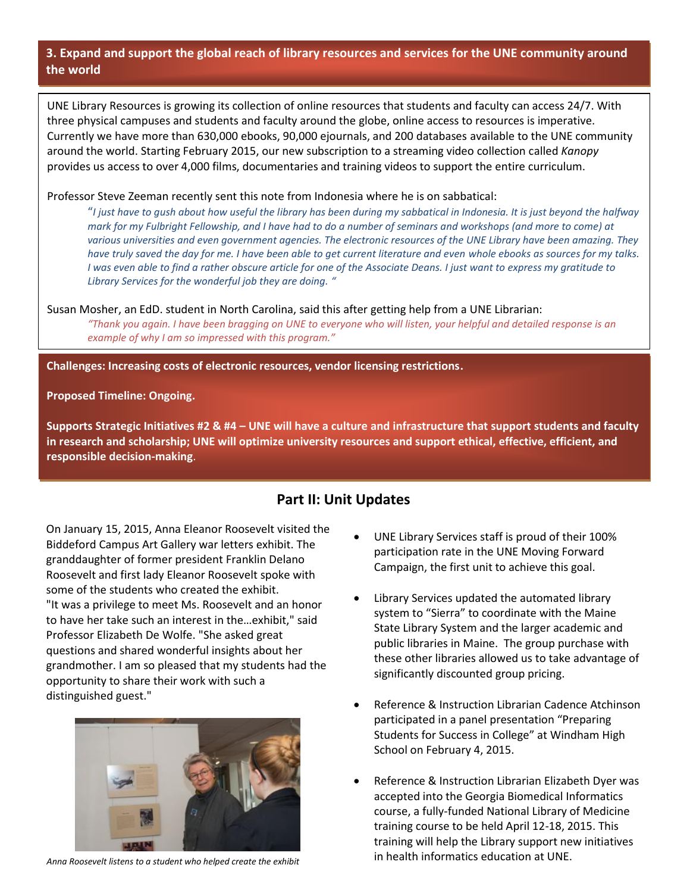**3. Expand and support the global reach of library resources and services for the UNE community around the world**

UNE Library Resources is growing its collection of online resources that students and faculty can access 24/7. With three physical campuses and students and faculty around the globe, online access to resources is imperative. Currently we have more than 630,000 ebooks, 90,000 ejournals, and 200 databases available to the UNE community around the world. Starting February 2015, our new subscription to a streaming video collection called *Kanopy* provides us access to over 4,000 films, documentaries and training videos to support the entire curriculum.

Professor Steve Zeeman recently sent this note from Indonesia where he is on sabbatical:

> *"I just have to gush about how useful the library has been during my sabbatical in Indonesia. It is just beyond the halfway mark for my Fulbright Fellowship, and I have had to do a number of seminars and workshops (and more to come) at various universities and even government agencies. The electronic resources of the UNE Library have been amazing. They have truly saved the day for me. I have been able to get current literature and even whole ebooks as sources for my talks. I was even able to find a rather obscure article for one of the Associate Deans. I just want to express my gratitude to Library Services for the wonderful job they are doing. "*

Susan Mosher, an EdD. student in North Carolina, said this after getting help from a UNE Librarian:

> *"Thank you again. I have been bragging on UNE to everyone who will listen, your helpful and detailed response is an example of why I am so impressed with this program."*

**Challenges: Increasing costs of electronic resources, vendor licensing restrictions.**

**Proposed Timeline: Ongoing.**

**Supports Strategic Initiatives #2 & #4 – UNE will have a culture and infrastructure that support students and faculty in research and scholarship; UNE will optimize university resources and support ethical, effective, efficient, and responsible decision-making**.

## Part II: Unit Updates

On January 15, 2015, Anna Eleanor Roosevelt visited the Biddeford Campus Art Gallery war letters exhibit. The granddaughter of former president Franklin Delano Roosevelt and first lady Eleanor Roosevelt spoke with some of the students who created the exhibit. "It was a privilege to meet Ms. Roosevelt and an honor to have her take such an interest in the…exhibit," said Professor Elizabeth De Wolfe. "She asked great questions and shared wonderful insights about her grandmother. I am so pleased that my students had the opportunity to share their work with such a distinguished guest."

*Anna Roosevelt listens to a student who helped create the exhibit*

- UNE Library Services staff is proud of their 100% participation rate in the UNE Moving Forward Campaign, the first unit to achieve this goal.
- Library Services updated the automated library system to "Sierra" to coordinate with the Maine State Library System and the larger academic and public libraries in Maine. The group purchase with these other libraries allowed us to take advantage of significantly discounted group pricing.
- Reference & Instruction Librarian Cadence Atchinson participated in a panel presentation "Preparing Students for Success in College" at Windham High School on February 4, 2015.
- Reference & Instruction Librarian Elizabeth Dyer was accepted into the Georgia Biomedical Informatics course, a fully-funded National Library of Medicine training course to be held April 12-18, 2015. This training will help the Library support new initiatives in health informatics education at UNE.